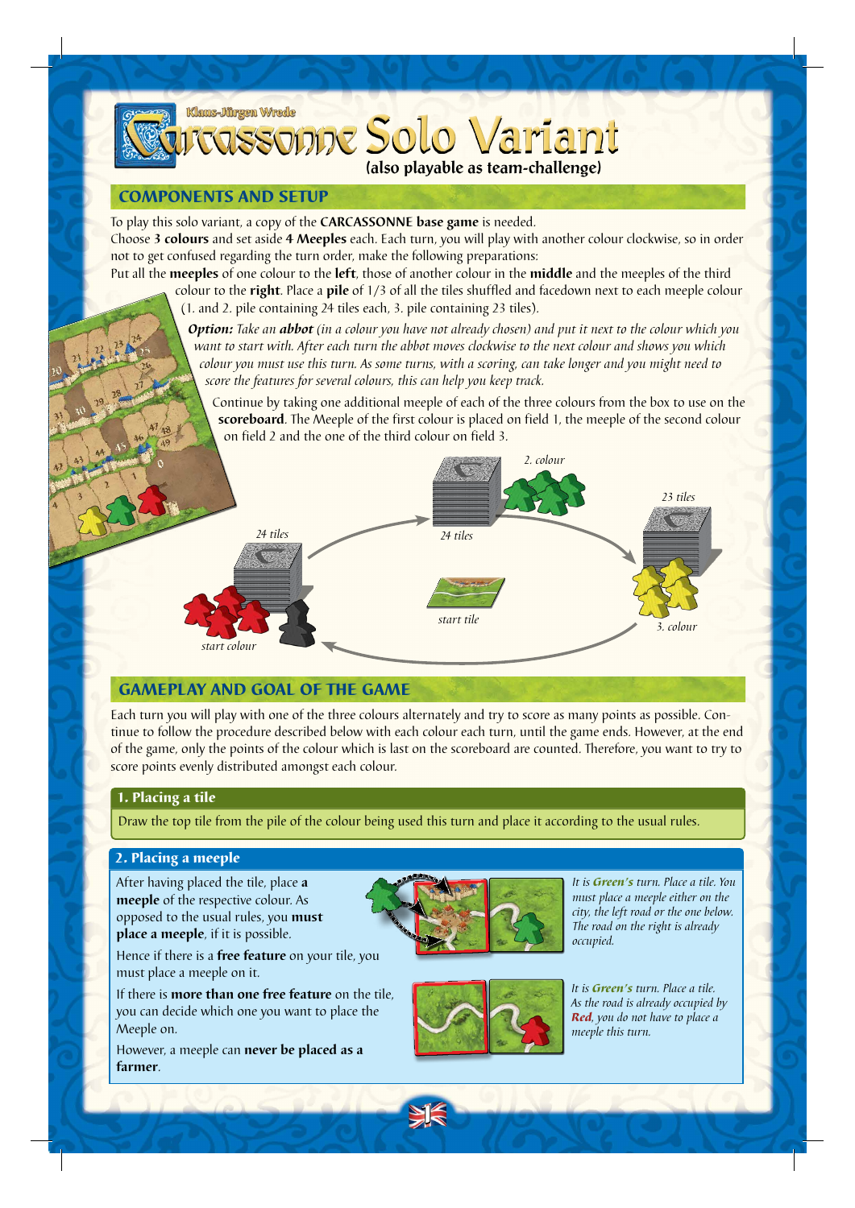Klaus-Jürgen Wrede

# Carcassonne Solo Variant

**(also playable as team-challenge)**

## COMPONENTS AND SETUP

To play this solo variant, a copy of the **CARCASSONNE base game** is needed.
Choose **3 colours** and set aside **4 Meeples** each. Each turn, you will play with another colour clockwise, so in order not to get confused regarding the turn order, make the following preparations:
Put all the **meeples** of one colour to the **left**, those of another colour in the **middle** and the meeples of the third colour to the **right**. Place a **pile** of 1/3 of all the tiles shuffled and facedown next to each meeple colour (1. and 2. pile containing 24 tiles each, 3. pile containing 23 tiles).

***Option:*** *Take an* ***abbot*** *(in a colour you have not already chosen) and put it next to the colour which you want to start with. After each turn the abbot moves clockwise to the next colour and shows you which colour you must use this turn. As some turns, with a scoring, can take longer and you might need to score the features for several colours, this can help you keep track.*

Continue by taking one additional meeple of each of the three colours from the box to use on the **scoreboard**. The Meeple of the first colour is placed on field 1, the meeple of the second colour on field 2 and the one of the third colour on field 3.

*24 tiles* — *start colour*
*24 tiles* — *2. colour*
*23 tiles* — *3. colour*
*start tile*

## GAMEPLAY AND GOAL OF THE GAME

Each turn you will play with one of the three colours alternately and try to score as many points as possible. Continue to follow the procedure described below with each colour each turn, until the game ends. However, at the end of the game, only the points of the colour which is last on the scoreboard are counted. Therefore, you want to try to score points evenly distributed amongst each colour.

### 1. Placing a tile

Draw the top tile from the pile of the colour being used this turn and place it according to the usual rules.

### 2. Placing a meeple

After having placed the tile, place **a meeple** of the respective colour. As opposed to the usual rules, you **must place a meeple**, if it is possible.

Hence if there is a **free feature** on your tile, you must place a meeple on it.

If there is **more than one free feature** on the tile, you can decide which one you want to place the Meeple on.

However, a meeple can **never be placed as a farmer**.

*It is* ***Green's*** *turn. Place a tile. You must place a meeple either on the city, the left road or the one below. The road on the right is already occupied.*

*It is* ***Green's*** *turn. Place a tile. As the road is already occupied by* ***Red****, you do not have to place a meeple this turn.*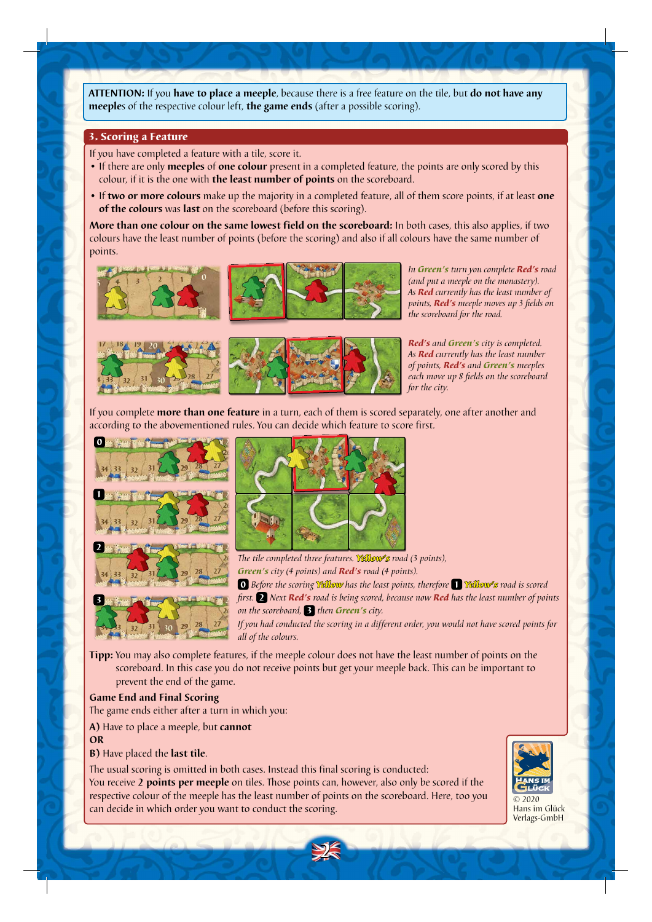**ATTENTION:** If you **have to place a meeple**, because there is a free feature on the tile, but **do not have any meeples** of the respective colour left, **the game ends** (after a possible scoring).

## 3. Scoring a Feature

If you have completed a feature with a tile, score it.

- If there are only **meeples** of **one colour** present in a completed feature, the points are only scored by this colour, if it is the one with **the least number of points** on the scoreboard.
- If **two or more colours** make up the majority in a completed feature, all of them score points, if at least **one of the colours** was **last** on the scoreboard (before this scoring).

**More than one colour on the same lowest field on the scoreboard:** In both cases, this also applies, if two colours have the least number of points (before the scoring) and also if all colours have the same number of points.

*In **Green's** turn you complete **Red's** road (and put a meeple on the monastery). As **Red** currently has the least number of points, **Red's** meeple moves up 3 fields on the scoreboard for the road.*

***Red's** and **Green's** city is completed. As **Red** currently has the least number of points, **Red's** and **Green's** meeples each move up 8 fields on the scoreboard for the city.*

If you complete **more than one feature** in a turn, each of them is scored separately, one after another and according to the abovementioned rules. You can decide which feature to score first.

*The tile completed three features. **Yellow's** road (3 points), **Green's** city (4 points) and **Red's** road (4 points).*
*0 Before the scoring **Yellow** has the least points, therefore 1 **Yellow's** road is scored first. 2 Next **Red's** road is being scored, because now **Red** has the least number of points on the scoreboard, 3 then **Green's** city.*
*If you had conducted the scoring in a different order, you would not have scored points for all of the colours.*

**Tipp:** You may also complete features, if the meeple colour does not have the least number of points on the scoreboard. In this case you do not receive points but get your meeple back. This can be important to prevent the end of the game.

### Game End and Final Scoring

The game ends either after a turn in which you:

**A)** Have to place a meeple, but **cannot**
**OR**
**B)** Have placed the **last tile**.

The usual scoring is omitted in both cases. Instead this final scoring is conducted:
You receive **2 points per meeple** on tiles. Those points can, however, also only be scored if the respective colour of the meeple has the least number of points on the scoreboard. Here, too you can decide in which order you want to conduct the scoring.

© 2020 Hans im Glück Verlags-GmbH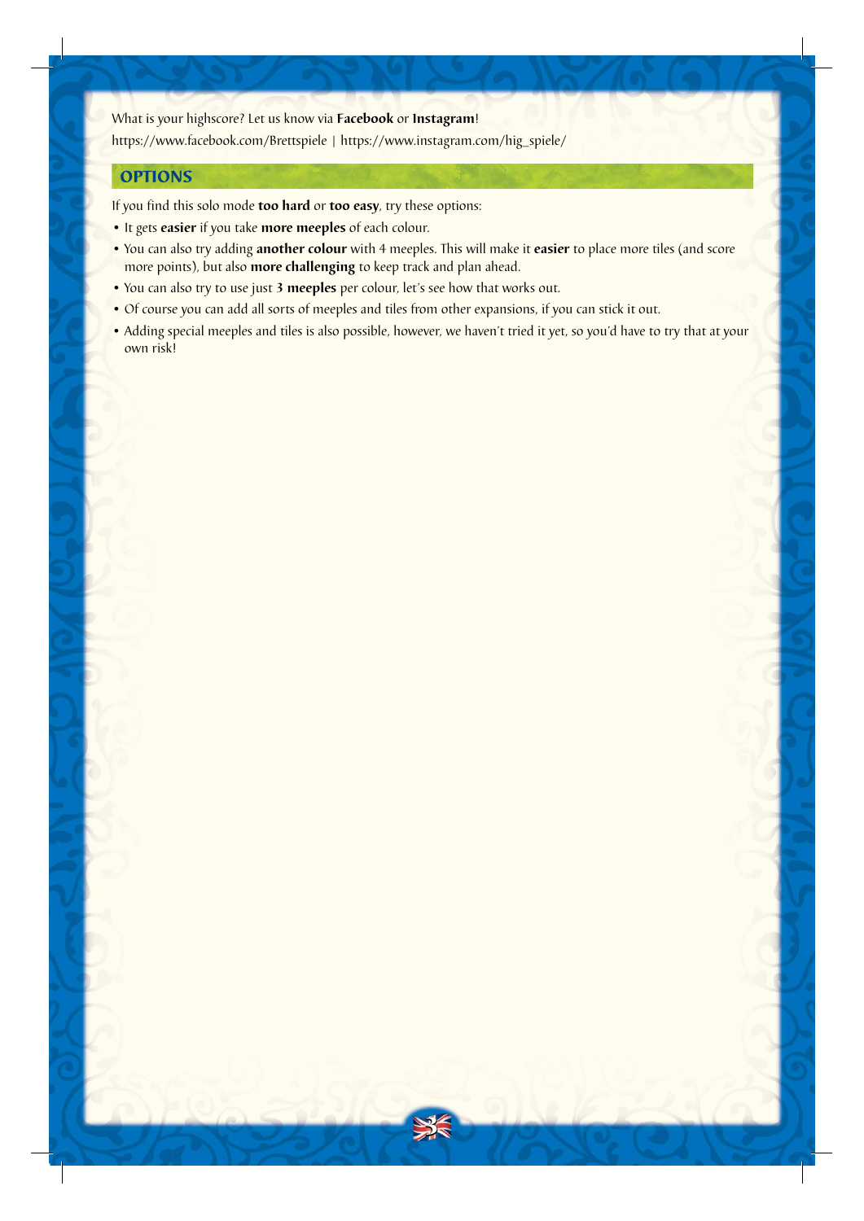What is your highscore? Let us know via **Facebook** or **Instagram**!

https://www.facebook.com/Brettspiele | https://www.instagram.com/hig_spiele/

## OPTIONS

If you find this solo mode **too hard** or **too easy**, try these options:

- It gets **easier** if you take **more meeples** of each colour.
- You can also try adding **another colour** with 4 meeples. This will make it **easier** to place more tiles (and score more points), but also **more challenging** to keep track and plan ahead.
- You can also try to use just **3 meeples** per colour, let's see how that works out.
- Of course you can add all sorts of meeples and tiles from other expansions, if you can stick it out.
- Adding special meeples and tiles is also possible, however, we haven't tried it yet, so you'd have to try that at your own risk!